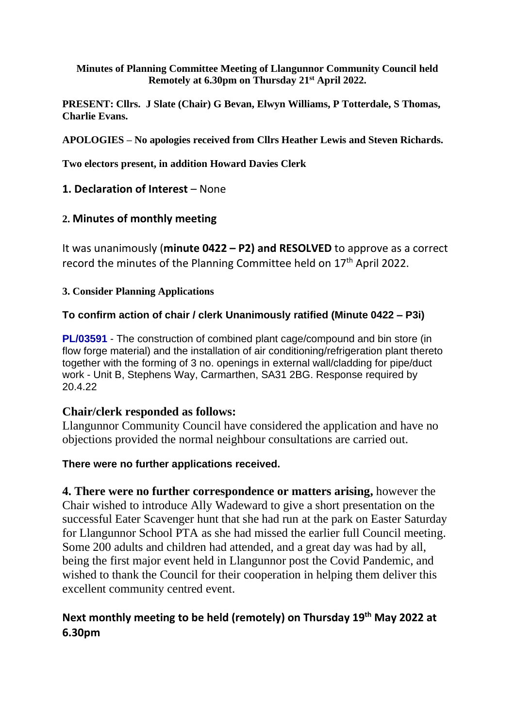**Minutes of Planning Committee Meeting of Llangunnor Community Council held Remotely at 6.30pm on Thursday 21st April 2022.**

**PRESENT: Cllrs. J Slate (Chair) G Bevan, Elwyn Williams, P Totterdale, S Thomas, Charlie Evans.**

**APOLOGIES – No apologies received from Cllrs Heather Lewis and Steven Richards.**

**Two electors present, in addition Howard Davies Clerk**

## 1. Declaration of Interest – None

## 2. Minutes of monthly meeting

It was unanimously (**minute 0422 – P2) and RESOLVED** to approve as a correct record the minutes of the Planning Committee held on 17th April 2022.

### 3. Consider Planning Applications

**To confirm action of chair / clerk Unanimously ratified (Minute 0422 – P3i)**

**PL/03591** - The construction of combined plant cage/compound and bin store (in flow forge material) and the installation of air conditioning/refrigeration plant thereto together with the forming of 3 no. openings in external wall/cladding for pipe/duct work - Unit B, Stephens Way, Carmarthen, SA31 2BG. Response required by 20.4.22

### Chair/clerk responded as follows:

Llangunnor Community Council have considered the application and have no objections provided the normal neighbour consultations are carried out.

**There were no further applications received.**

**4. There were no further correspondence or matters arising,** however the Chair wished to introduce Ally Wadeward to give a short presentation on the successful Eater Scavenger hunt that she had run at the park on Easter Saturday for Llangunnor School PTA as she had missed the earlier full Council meeting. Some 200 adults and children had attended, and a great day was had by all, being the first major event held in Llangunnor post the Covid Pandemic, and wished to thank the Council for their cooperation in helping them deliver this excellent community centred event.

**Next monthly meeting to be held (remotely) on Thursday 19th May 2022 at 6.30pm**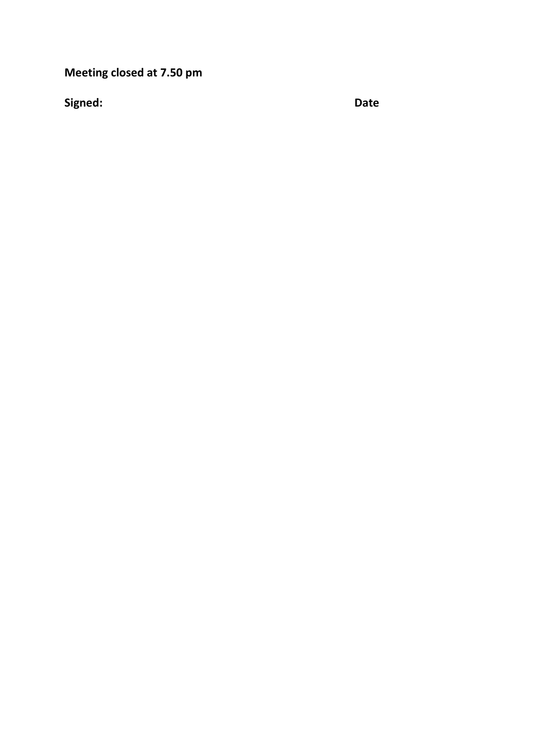**Meeting closed at 7.50 pm**

**Signed:** **Date**